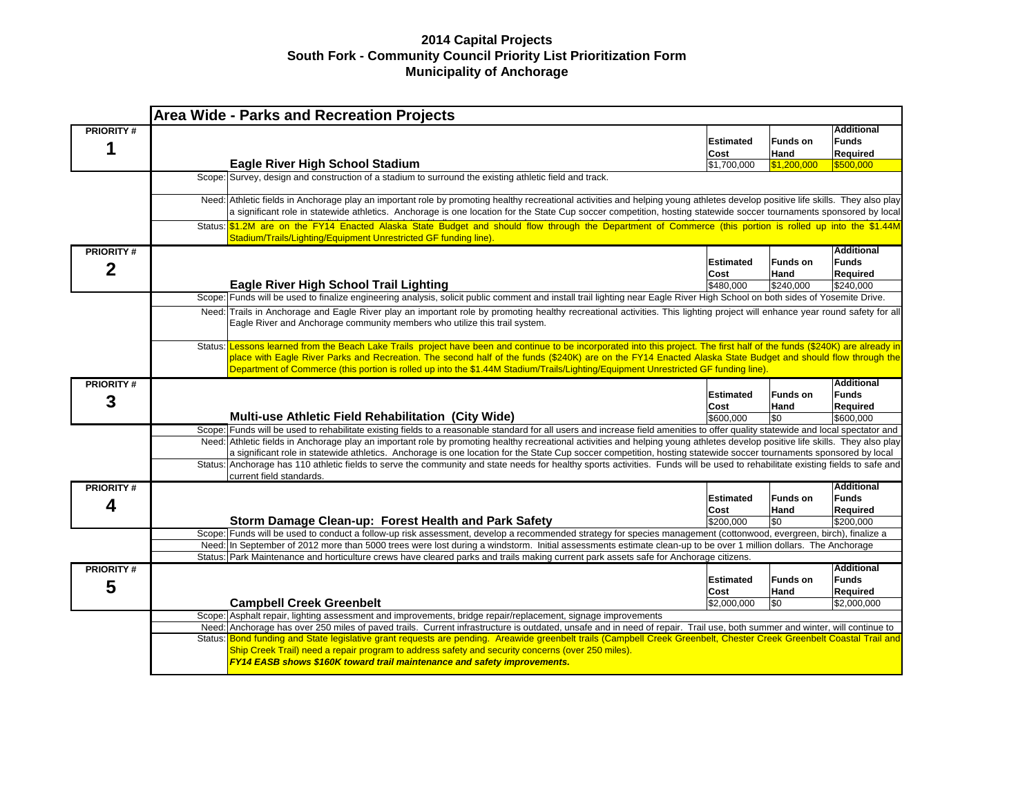# 2014 Capital Projects
## South Fork - Community Council Priority List Prioritization Form
## Municipality of Anchorage

### Area Wide - Parks and Recreation Projects

**PRIORITY # 1**

| Project | Estimated Cost | Funds on Hand | Additional Funds Required |
|---|---|---|---|
| **Eagle River High School Stadium** | $1,700,000 | $1,200,000 | $500,000 |

Scope: Survey, design and construction of a stadium to surround the existing athletic field and track.

Need: Athletic fields in Anchorage play an important role by promoting healthy recreational activities and helping young athletes develop positive life skills. They also play a significant role in statewide athletics. Anchorage is one location for the State Cup soccer competition, hosting statewide soccer tournaments sponsored by local

Status: $1.2M are on the FY14 Enacted Alaska State Budget and should flow through the Department of Commerce (this portion is rolled up into the $1.44M Stadium/Trails/Lighting/Equipment Unrestricted GF funding line).

**PRIORITY # 2**

| Project | Estimated Cost | Funds on Hand | Additional Funds Required |
|---|---|---|---|
| **Eagle River High School Trail Lighting** | $480,000 | $240,000 | $240,000 |

Scope: Funds will be used to finalize engineering analysis, solicit public comment and install trail lighting near Eagle River High School on both sides of Yosemite Drive.

Need: Trails in Anchorage and Eagle River play an important role by promoting healthy recreational activities. This lighting project will enhance year round safety for all Eagle River and Anchorage community members who utilize this trail system.

Status: Lessons learned from the Beach Lake Trails project have been and continue to be incorporated into this project. The first half of the funds ($240K) are already in place with Eagle River Parks and Recreation. The second half of the funds ($240K) are on the FY14 Enacted Alaska State Budget and should flow through the Department of Commerce (this portion is rolled up into the $1.44M Stadium/Trails/Lighting/Equipment Unrestricted GF funding line).

**PRIORITY # 3**

| Project | Estimated Cost | Funds on Hand | Additional Funds Required |
|---|---|---|---|
| **Multi-use Athletic Field Rehabilitation (City Wide)** | $600,000 | $0 | $600,000 |

Scope: Funds will be used to rehabilitate existing fields to a reasonable standard for all users and increase field amenities to offer quality statewide and local spectator and

Need: Athletic fields in Anchorage play an important role by promoting healthy recreational activities and helping young athletes develop positive life skills. They also play a significant role in statewide athletics. Anchorage is one location for the State Cup soccer competition, hosting statewide soccer tournaments sponsored by local

Status: Anchorage has 110 athletic fields to serve the community and state needs for healthy sports activities. Funds will be used to rehabilitate existing fields to safe and current field standards.

**PRIORITY # 4**

| Project | Estimated Cost | Funds on Hand | Additional Funds Required |
|---|---|---|---|
| **Storm Damage Clean-up: Forest Health and Park Safety** | $200,000 | $0 | $200,000 |

Scope: Funds will be used to conduct a follow-up risk assessment, develop a recommended strategy for species management (cottonwood, evergreen, birch), finalize a

Need: In September of 2012 more than 5000 trees were lost during a windstorm. Initial assessments estimate clean-up to be over 1 million dollars. The Anchorage

Status: Park Maintenance and horticulture crews have cleared parks and trails making current park assets safe for Anchorage citizens.

**PRIORITY # 5**

| Project | Estimated Cost | Funds on Hand | Additional Funds Required |
|---|---|---|---|
| **Campbell Creek Greenbelt** | $2,000,000 | $0 | $2,000,000 |

Scope: Asphalt repair, lighting assessment and improvements, bridge repair/replacement, signage improvements

Need: Anchorage has over 250 miles of paved trails. Current infrastructure is outdated, unsafe and in need of repair. Trail use, both summer and winter, will continue to

Status: Bond funding and State legislative grant requests are pending. Areawide greenbelt trails (Campbell Creek Greenbelt, Chester Creek Greenbelt Coastal Trail and Ship Creek Trail) need a repair program to address safety and security concerns (over 250 miles).
***FY14 EASB shows $160K toward trail maintenance and safety improvements.***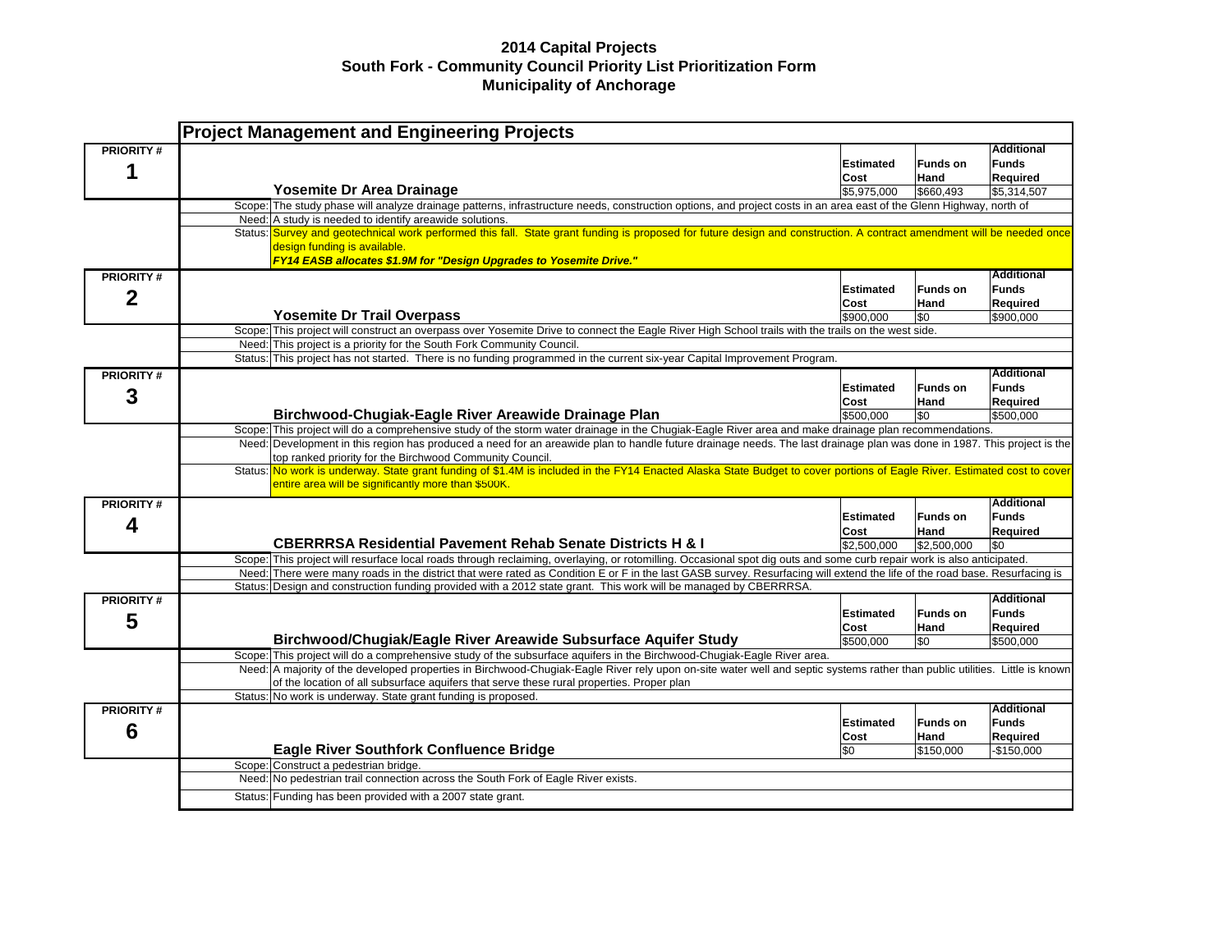# 2014 Capital Projects
## South Fork - Community Council Priority List Prioritization Form
## Municipality of Anchorage

## Project Management and Engineering Projects

| PRIORITY # | | Project | Estimated Cost | Funds on Hand | Additional Funds Required |
|---|---|---|---|---|---|
| **1** | | **Yosemite Dr Area Drainage** | $5,975,000 | $660,493 | $5,314,507 |
| | Scope: | The study phase will analyze drainage patterns, infrastructure needs, construction options, and project costs in an area east of the Glenn Highway, north of | | | |
| | Need: | A study is needed to identify areawide solutions. | | | |
| | Status: | Survey and geotechnical work performed this fall. State grant funding is proposed for future design and construction. A contract amendment will be needed once design funding is available. ***FY14 EASB allocates $1.9M for "Design Upgrades to Yosemite Drive."*** | | | |
| **2** | | **Yosemite Dr Trail Overpass** | $900,000 | $0 | $900,000 |
| | Scope: | This project will construct an overpass over Yosemite Drive to connect the Eagle River High School trails with the trails on the west side. | | | |
| | Need: | This project is a priority for the South Fork Community Council. | | | |
| | Status: | This project has not started. There is no funding programmed in the current six-year Capital Improvement Program. | | | |
| **3** | | **Birchwood-Chugiak-Eagle River Areawide Drainage Plan** | $500,000 | $0 | $500,000 |
| | Scope: | This project will do a comprehensive study of the storm water drainage in the Chugiak-Eagle River area and make drainage plan recommendations. | | | |
| | Need: | Development in this region has produced a need for an areawide plan to handle future drainage needs. The last drainage plan was done in 1987. This project is the top ranked priority for the Birchwood Community Council. | | | |
| | Status: | No work is underway. State grant funding of $1.4M is included in the FY14 Enacted Alaska State Budget to cover portions of Eagle River. Estimated cost to cover entire area will be significantly more than $500K. | | | |
| **4** | | **CBERRRSA Residential Pavement Rehab Senate Districts H & I** | $2,500,000 | $2,500,000 | $0 |
| | Scope: | This project will resurface local roads through reclaiming, overlaying, or rotomilling. Occasional spot dig outs and some curb repair work is also anticipated. | | | |
| | Need: | There were many roads in the district that were rated as Condition E or F in the last GASB survey. Resurfacing will extend the life of the road base. Resurfacing is | | | |
| | Status: | Design and construction funding provided with a 2012 state grant. This work will be managed by CBERRRSA. | | | |
| **5** | | **Birchwood/Chugiak/Eagle River Areawide Subsurface Aquifer Study** | $500,000 | $0 | $500,000 |
| | Scope: | This project will do a comprehensive study of the subsurface aquifers in the Birchwood-Chugiak-Eagle River area. | | | |
| | Need: | A majority of the developed properties in Birchwood-Chugiak-Eagle River rely upon on-site water well and septic systems rather than public utilities. Little is known of the location of all subsurface aquifers that serve these rural properties. Proper plan | | | |
| | Status: | No work is underway. State grant funding is proposed. | | | |
| **6** | | **Eagle River Southfork Confluence Bridge** | $0 | $150,000 | -$150,000 |
| | Scope: | Construct a pedestrian bridge. | | | |
| | Need: | No pedestrian trail connection across the South Fork of Eagle River exists. | | | |
| | Status: | Funding has been provided with a 2007 state grant. | | | |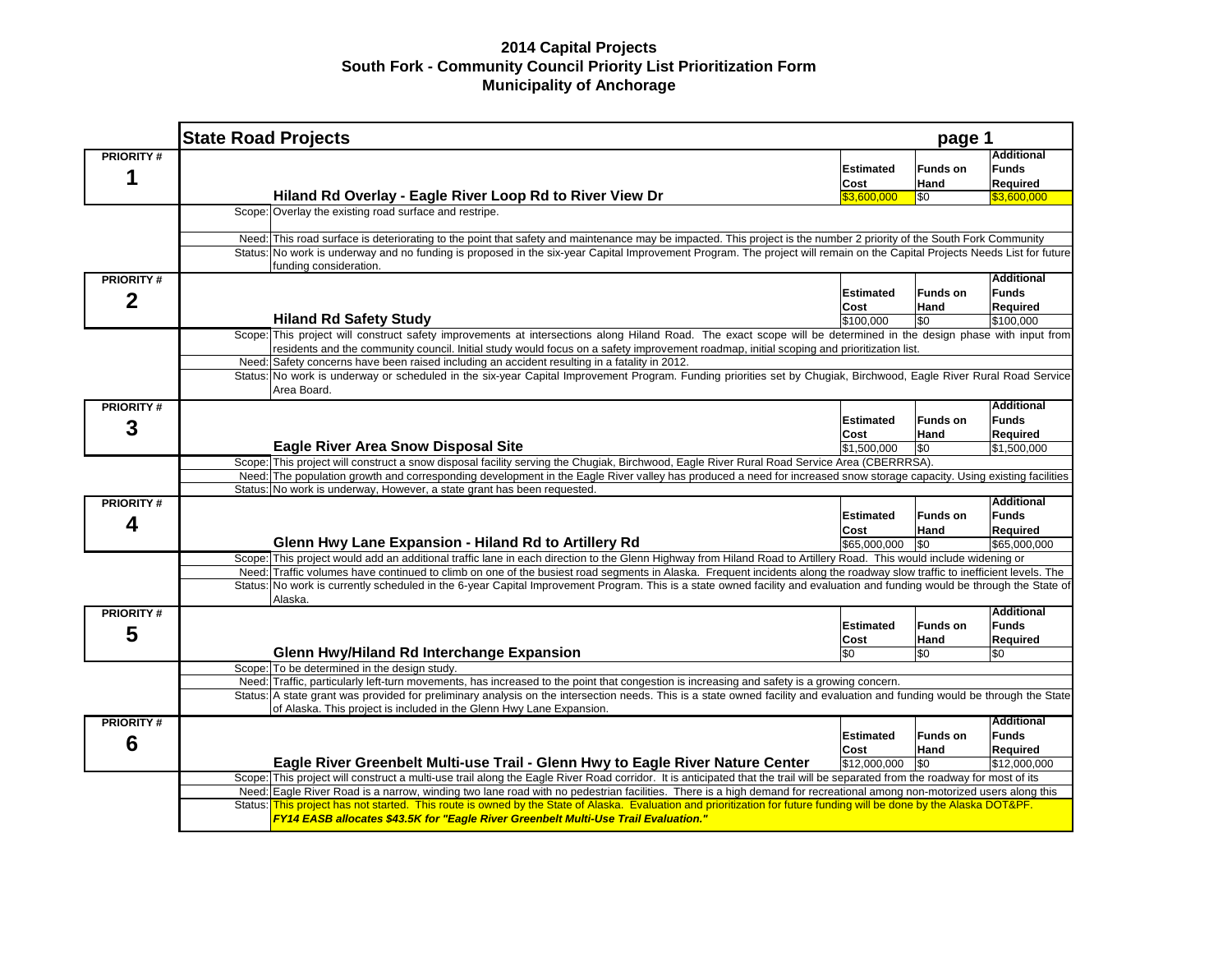# 2014 Capital Projects
## South Fork - Community Council Priority List Prioritization Form
## Municipality of Anchorage

## State Road Projects

page 1

### PRIORITY # 1

**Hiland Rd Overlay - Eagle River Loop Rd to River View Dr**

| Estimated Cost | Funds on Hand | Additional Funds Required |
|---|---|---|
| $3,600,000 | $0 | $3,600,000 |

Scope: Overlay the existing road surface and restripe.

Need: This road surface is deteriorating to the point that safety and maintenance may be impacted. This project is the number 2 priority of the South Fork Community

Status: No work is underway and no funding is proposed in the six-year Capital Improvement Program. The project will remain on the Capital Projects Needs List for future funding consideration.

### PRIORITY # 2

**Hiland Rd Safety Study**

| Estimated Cost | Funds on Hand | Additional Funds Required |
|---|---|---|
| $100,000 | $0 | $100,000 |

Scope: This project will construct safety improvements at intersections along Hiland Road. The exact scope will be determined in the design phase with input from residents and the community council. Initial study would focus on a safety improvement roadmap, initial scoping and prioritization list.

Need: Safety concerns have been raised including an accident resulting in a fatality in 2012.

Status: No work is underway or scheduled in the six-year Capital Improvement Program. Funding priorities set by Chugiak, Birchwood, Eagle River Rural Road Service Area Board.

### PRIORITY # 3

**Eagle River Area Snow Disposal Site**

| Estimated Cost | Funds on Hand | Additional Funds Required |
|---|---|---|
| $1,500,000 | $0 | $1,500,000 |

Scope: This project will construct a snow disposal facility serving the Chugiak, Birchwood, Eagle River Rural Road Service Area (CBERRRSA).

Need: The population growth and corresponding development in the Eagle River valley has produced a need for increased snow storage capacity. Using existing facilities

Status: No work is underway, However, a state grant has been requested.

### PRIORITY # 4

**Glenn Hwy Lane Expansion - Hiland Rd to Artillery Rd**

| Estimated Cost | Funds on Hand | Additional Funds Required |
|---|---|---|
| $65,000,000 | $0 | $65,000,000 |

Scope: This project would add an additional traffic lane in each direction to the Glenn Highway from Hiland Road to Artillery Road. This would include widening or

Need: Traffic volumes have continued to climb on one of the busiest road segments in Alaska. Frequent incidents along the roadway slow traffic to inefficient levels. The

Status: No work is currently scheduled in the 6-year Capital Improvement Program. This is a state owned facility and evaluation and funding would be through the State of Alaska.

### PRIORITY # 5

**Glenn Hwy/Hiland Rd Interchange Expansion**

| Estimated Cost | Funds on Hand | Additional Funds Required |
|---|---|---|
| $0 | $0 | $0 |

Scope: To be determined in the design study.

Need: Traffic, particularly left-turn movements, has increased to the point that congestion is increasing and safety is a growing concern.

Status: A state grant was provided for preliminary analysis on the intersection needs. This is a state owned facility and evaluation and funding would be through the State of Alaska. This project is included in the Glenn Hwy Lane Expansion.

### PRIORITY # 6

**Eagle River Greenbelt Multi-use Trail - Glenn Hwy to Eagle River Nature Center**

| Estimated Cost | Funds on Hand | Additional Funds Required |
|---|---|---|
| $12,000,000 | $0 | $12,000,000 |

Scope: This project will construct a multi-use trail along the Eagle River Road corridor. It is anticipated that the trail will be separated from the roadway for most of its

Need: Eagle River Road is a narrow, winding two lane road with no pedestrian facilities. There is a high demand for recreational among non-motorized users along this

Status: This project has not started. This route is owned by the State of Alaska. Evaluation and prioritization for future funding will be done by the Alaska DOT&PF.
***FY14 EASB allocates $43.5K for "Eagle River Greenbelt Multi-Use Trail Evaluation."***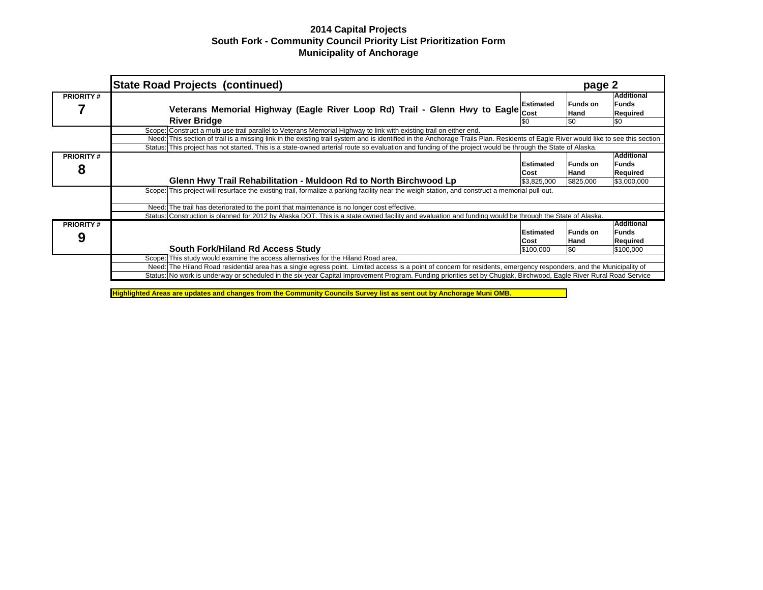# 2014 Capital Projects
## South Fork - Community Council Priority List Prioritization Form
## Municipality of Anchorage

### State Road Projects (continued)

page 2

| PRIORITY # | Project | Estimated Cost | Funds on Hand | Additional Funds Required |
|---|---|---|---|---|
| **7** | **Veterans Memorial Highway (Eagle River Loop Rd) Trail - Glenn Hwy to Eagle River Bridge** | $0 | $0 | $0 |

Scope: Construct a multi-use trail parallel to Veterans Memorial Highway to link with existing trail on either end.

Need: This section of trail is a missing link in the existing trail system and is identified in the Anchorage Trails Plan. Residents of Eagle River would like to see this section

Status: This project has not started. This is a state-owned arterial route so evaluation and funding of the project would be through the State of Alaska.

| PRIORITY # | Project | Estimated Cost | Funds on Hand | Additional Funds Required |
|---|---|---|---|---|
| **8** | **Glenn Hwy Trail Rehabilitation - Muldoon Rd to North Birchwood Lp** | $3,825,000 | $825,000 | $3,000,000 |

Scope: This project will resurface the existing trail, formalize a parking facility near the weigh station, and construct a memorial pull-out.

Need: The trail has deteriorated to the point that maintenance is no longer cost effective.

Status: Construction is planned for 2012 by Alaska DOT. This is a state owned facility and evaluation and funding would be through the State of Alaska.

| PRIORITY # | Project | Estimated Cost | Funds on Hand | Additional Funds Required |
|---|---|---|---|---|
| **9** | **South Fork/Hiland Rd Access Study** | $100,000 | $0 | $100,000 |

Scope: This study would examine the access alternatives for the Hiland Road area.

Need: The Hiland Road residential area has a single egress point. Limited access is a point of concern for residents, emergency responders, and the Municipality of

Status: No work is underway or scheduled in the six-year Capital Improvement Program. Funding priorities set by Chugiak, Birchwood, Eagle River Rural Road Service

**Highlighted Areas are updates and changes from the Community Councils Survey list as sent out by Anchorage Muni OMB.**